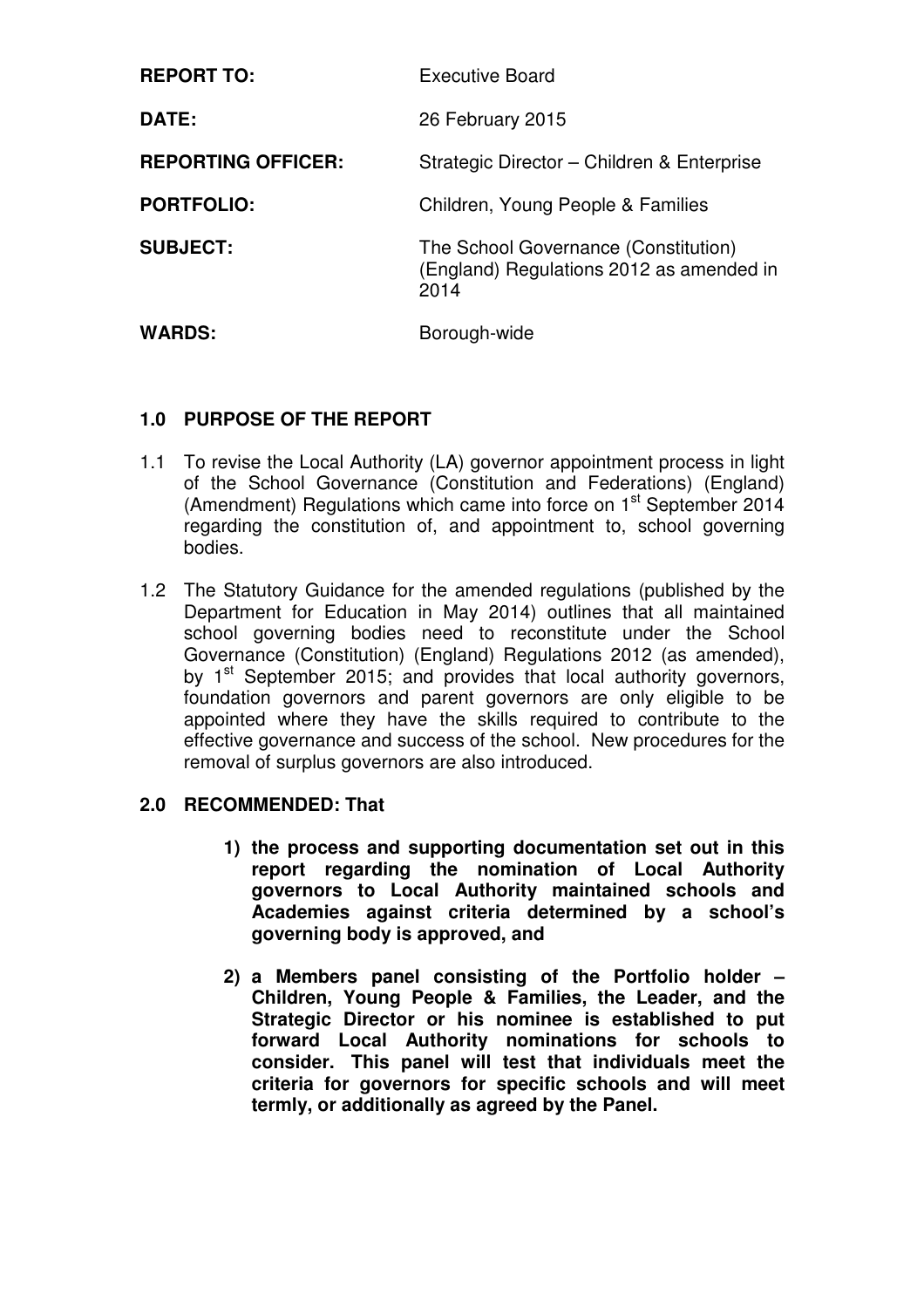**REPORT TO:** Executive Board

**DATE:** 26 February 2015

**REPORTING OFFICER:** Strategic Director – Children & Enterprise

**PORTFOLIO:** Children, Young People & Families

**SUBJECT:** The School Governance (Constitution) (England) Regulations 2012 as amended in 2014

**WARDS:** Borough-wide

## 1.0 PURPOSE OF THE REPORT

1.1 To revise the Local Authority (LA) governor appointment process in light of the School Governance (Constitution and Federations) (England) (Amendment) Regulations which came into force on 1st September 2014 regarding the constitution of, and appointment to, school governing bodies.

1.2 The Statutory Guidance for the amended regulations (published by the Department for Education in May 2014) outlines that all maintained school governing bodies need to reconstitute under the School Governance (Constitution) (England) Regulations 2012 (as amended), by 1st September 2015; and provides that local authority governors, foundation governors and parent governors are only eligible to be appointed where they have the skills required to contribute to the effective governance and success of the school. New procedures for the removal of surplus governors are also introduced.

## 2.0 RECOMMENDED: That

1) **the process and supporting documentation set out in this report regarding the nomination of Local Authority governors to Local Authority maintained schools and Academies against criteria determined by a school's governing body is approved, and**

2) **a Members panel consisting of the Portfolio holder – Children, Young People & Families, the Leader, and the Strategic Director or his nominee is established to put forward Local Authority nominations for schools to consider. This panel will test that individuals meet the criteria for governors for specific schools and will meet termly, or additionally as agreed by the Panel.**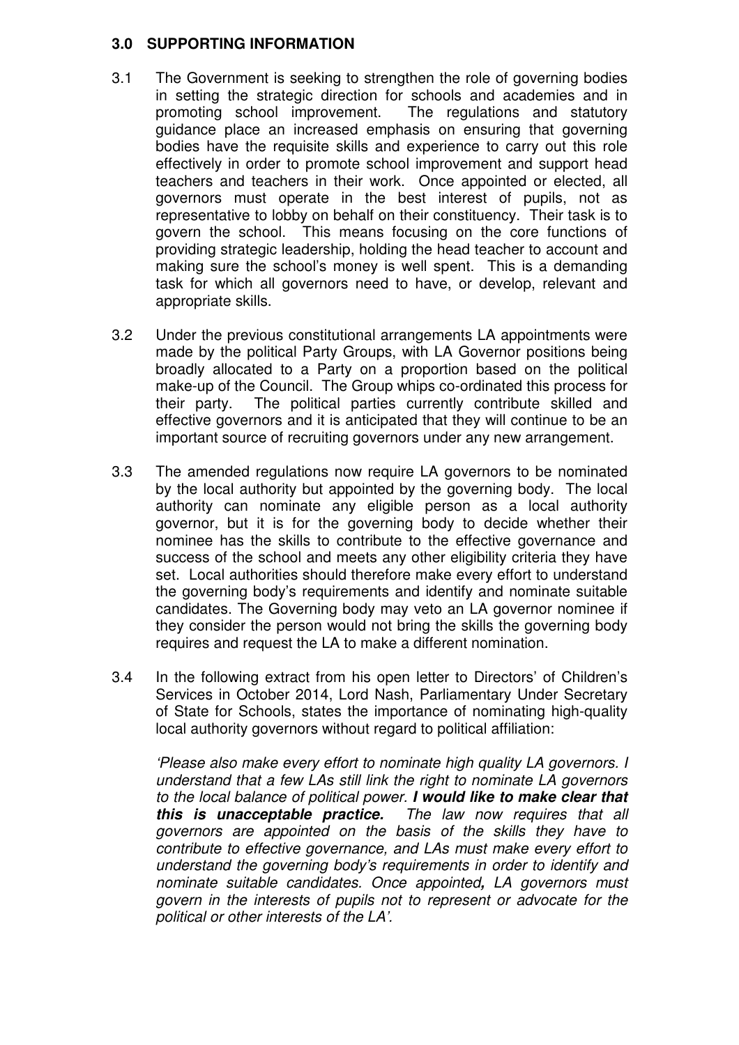## 3.0 SUPPORTING INFORMATION

3.1 The Government is seeking to strengthen the role of governing bodies in setting the strategic direction for schools and academies and in promoting school improvement. The regulations and statutory guidance place an increased emphasis on ensuring that governing bodies have the requisite skills and experience to carry out this role effectively in order to promote school improvement and support head teachers and teachers in their work. Once appointed or elected, all governors must operate in the best interest of pupils, not as representative to lobby on behalf on their constituency. Their task is to govern the school. This means focusing on the core functions of providing strategic leadership, holding the head teacher to account and making sure the school's money is well spent. This is a demanding task for which all governors need to have, or develop, relevant and appropriate skills.

3.2 Under the previous constitutional arrangements LA appointments were made by the political Party Groups, with LA Governor positions being broadly allocated to a Party on a proportion based on the political make-up of the Council. The Group whips co-ordinated this process for their party. The political parties currently contribute skilled and effective governors and it is anticipated that they will continue to be an important source of recruiting governors under any new arrangement.

3.3 The amended regulations now require LA governors to be nominated by the local authority but appointed by the governing body. The local authority can nominate any eligible person as a local authority governor, but it is for the governing body to decide whether their nominee has the skills to contribute to the effective governance and success of the school and meets any other eligibility criteria they have set. Local authorities should therefore make every effort to understand the governing body's requirements and identify and nominate suitable candidates. The Governing body may veto an LA governor nominee if they consider the person would not bring the skills the governing body requires and request the LA to make a different nomination.

3.4 In the following extract from his open letter to Directors' of Children's Services in October 2014, Lord Nash, Parliamentary Under Secretary of State for Schools, states the importance of nominating high-quality local authority governors without regard to political affiliation:

> *'Please also make every effort to nominate high quality LA governors. I understand that a few LAs still link the right to nominate LA governors to the local balance of political power.* ***I would like to make clear that this is unacceptable practice.*** *The law now requires that all governors are appointed on the basis of the skills they have to contribute to effective governance, and LAs must make every effort to understand the governing body's requirements in order to identify and nominate suitable candidates. Once appointed, LA governors must govern in the interests of pupils not to represent or advocate for the political or other interests of the LA'.*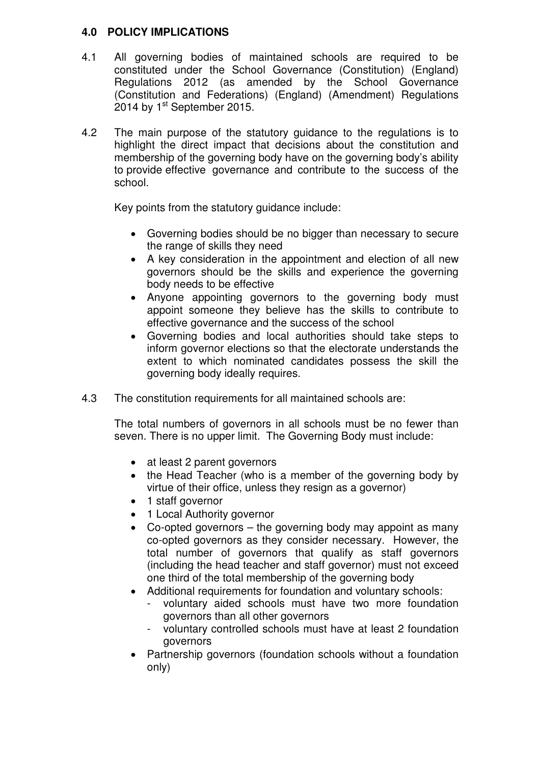## 4.0 POLICY IMPLICATIONS

4.1 All governing bodies of maintained schools are required to be constituted under the School Governance (Constitution) (England) Regulations 2012 (as amended by the School Governance (Constitution and Federations) (England) (Amendment) Regulations 2014 by 1st September 2015.

4.2 The main purpose of the statutory guidance to the regulations is to highlight the direct impact that decisions about the constitution and membership of the governing body have on the governing body's ability to provide effective governance and contribute to the success of the school.

Key points from the statutory guidance include:

- Governing bodies should be no bigger than necessary to secure the range of skills they need
- A key consideration in the appointment and election of all new governors should be the skills and experience the governing body needs to be effective
- Anyone appointing governors to the governing body must appoint someone they believe has the skills to contribute to effective governance and the success of the school
- Governing bodies and local authorities should take steps to inform governor elections so that the electorate understands the extent to which nominated candidates possess the skill the governing body ideally requires.

4.3 The constitution requirements for all maintained schools are:

The total numbers of governors in all schools must be no fewer than seven. There is no upper limit. The Governing Body must include:

- at least 2 parent governors
- the Head Teacher (who is a member of the governing body by virtue of their office, unless they resign as a governor)
- 1 staff governor
- 1 Local Authority governor
- Co-opted governors – the governing body may appoint as many co-opted governors as they consider necessary. However, the total number of governors that qualify as staff governors (including the head teacher and staff governor) must not exceed one third of the total membership of the governing body
- Additional requirements for foundation and voluntary schools:
  - voluntary aided schools must have two more foundation governors than all other governors
  - voluntary controlled schools must have at least 2 foundation governors
- Partnership governors (foundation schools without a foundation only)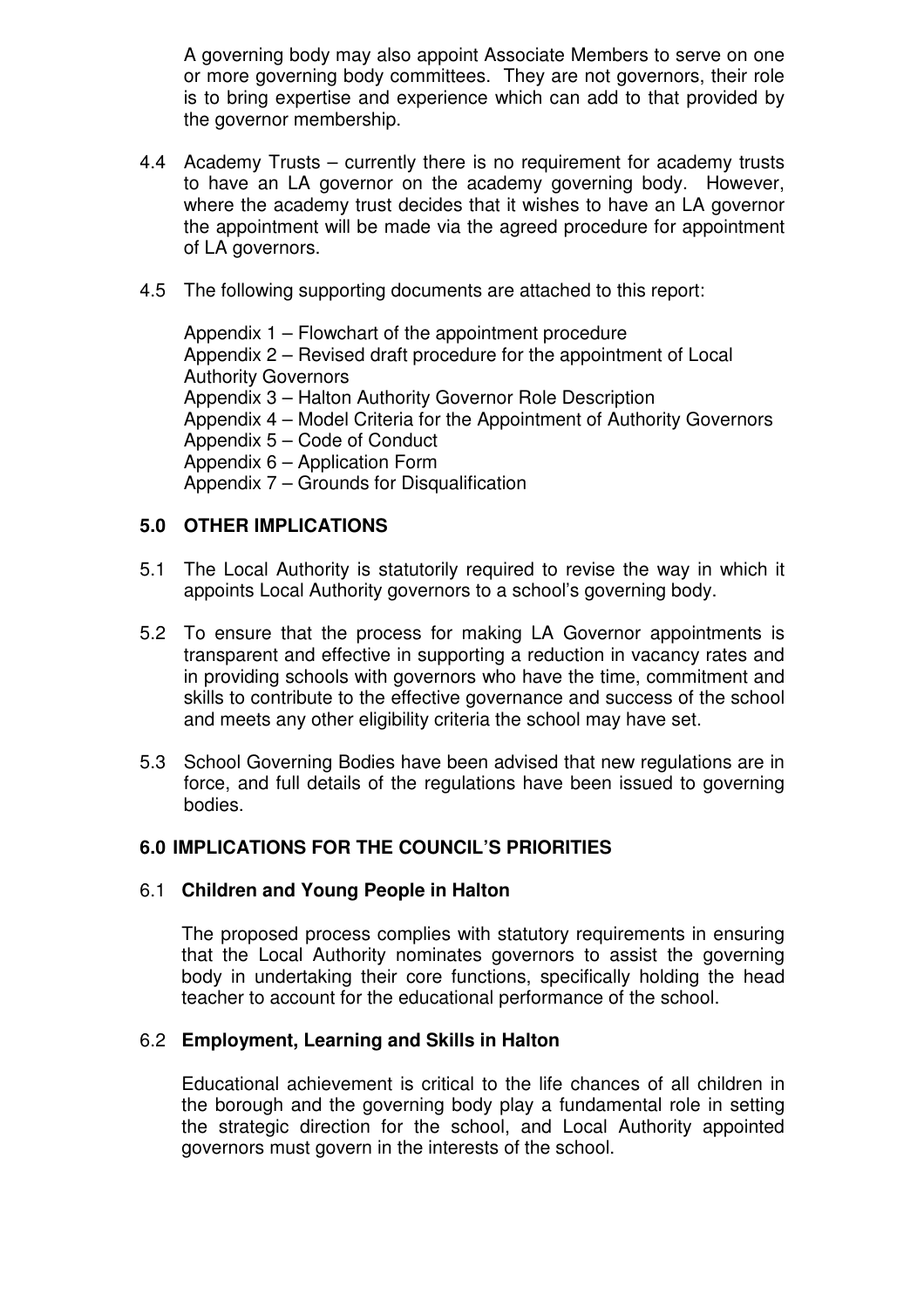A governing body may also appoint Associate Members to serve on one or more governing body committees. They are not governors, their role is to bring expertise and experience which can add to that provided by the governor membership.

4.4 Academy Trusts – currently there is no requirement for academy trusts to have an LA governor on the academy governing body. However, where the academy trust decides that it wishes to have an LA governor the appointment will be made via the agreed procedure for appointment of LA governors.

4.5 The following supporting documents are attached to this report:

Appendix 1 – Flowchart of the appointment procedure
Appendix 2 – Revised draft procedure for the appointment of Local Authority Governors
Appendix 3 – Halton Authority Governor Role Description
Appendix 4 – Model Criteria for the Appointment of Authority Governors
Appendix 5 – Code of Conduct
Appendix 6 – Application Form
Appendix 7 – Grounds for Disqualification

## 5.0 OTHER IMPLICATIONS

5.1 The Local Authority is statutorily required to revise the way in which it appoints Local Authority governors to a school's governing body.

5.2 To ensure that the process for making LA Governor appointments is transparent and effective in supporting a reduction in vacancy rates and in providing schools with governors who have the time, commitment and skills to contribute to the effective governance and success of the school and meets any other eligibility criteria the school may have set.

5.3 School Governing Bodies have been advised that new regulations are in force, and full details of the regulations have been issued to governing bodies.

## 6.0 IMPLICATIONS FOR THE COUNCIL'S PRIORITIES

### 6.1 Children and Young People in Halton

The proposed process complies with statutory requirements in ensuring that the Local Authority nominates governors to assist the governing body in undertaking their core functions, specifically holding the head teacher to account for the educational performance of the school.

### 6.2 Employment, Learning and Skills in Halton

Educational achievement is critical to the life chances of all children in the borough and the governing body play a fundamental role in setting the strategic direction for the school, and Local Authority appointed governors must govern in the interests of the school.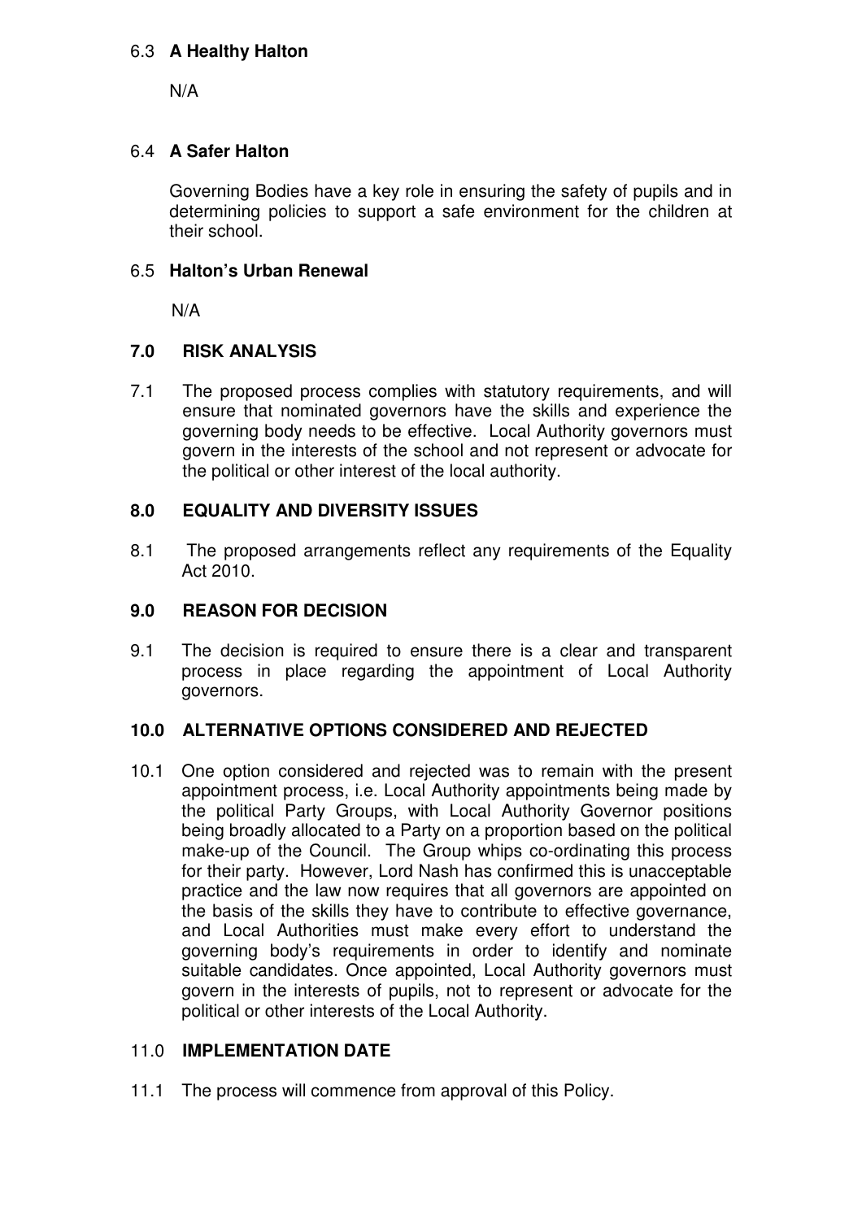### 6.3 **A Healthy Halton**

N/A

### 6.4 **A Safer Halton**

Governing Bodies have a key role in ensuring the safety of pupils and in determining policies to support a safe environment for the children at their school.

### 6.5 **Halton's Urban Renewal**

N/A

## **7.0 RISK ANALYSIS**

7.1 The proposed process complies with statutory requirements, and will ensure that nominated governors have the skills and experience the governing body needs to be effective. Local Authority governors must govern in the interests of the school and not represent or advocate for the political or other interest of the local authority.

## **8.0 EQUALITY AND DIVERSITY ISSUES**

8.1 The proposed arrangements reflect any requirements of the Equality Act 2010.

## **9.0 REASON FOR DECISION**

9.1 The decision is required to ensure there is a clear and transparent process in place regarding the appointment of Local Authority governors.

## **10.0 ALTERNATIVE OPTIONS CONSIDERED AND REJECTED**

10.1 One option considered and rejected was to remain with the present appointment process, i.e. Local Authority appointments being made by the political Party Groups, with Local Authority Governor positions being broadly allocated to a Party on a proportion based on the political make-up of the Council. The Group whips co-ordinating this process for their party. However, Lord Nash has confirmed this is unacceptable practice and the law now requires that all governors are appointed on the basis of the skills they have to contribute to effective governance, and Local Authorities must make every effort to understand the governing body's requirements in order to identify and nominate suitable candidates. Once appointed, Local Authority governors must govern in the interests of pupils, not to represent or advocate for the political or other interests of the Local Authority.

## 11.0 **IMPLEMENTATION DATE**

11.1 The process will commence from approval of this Policy.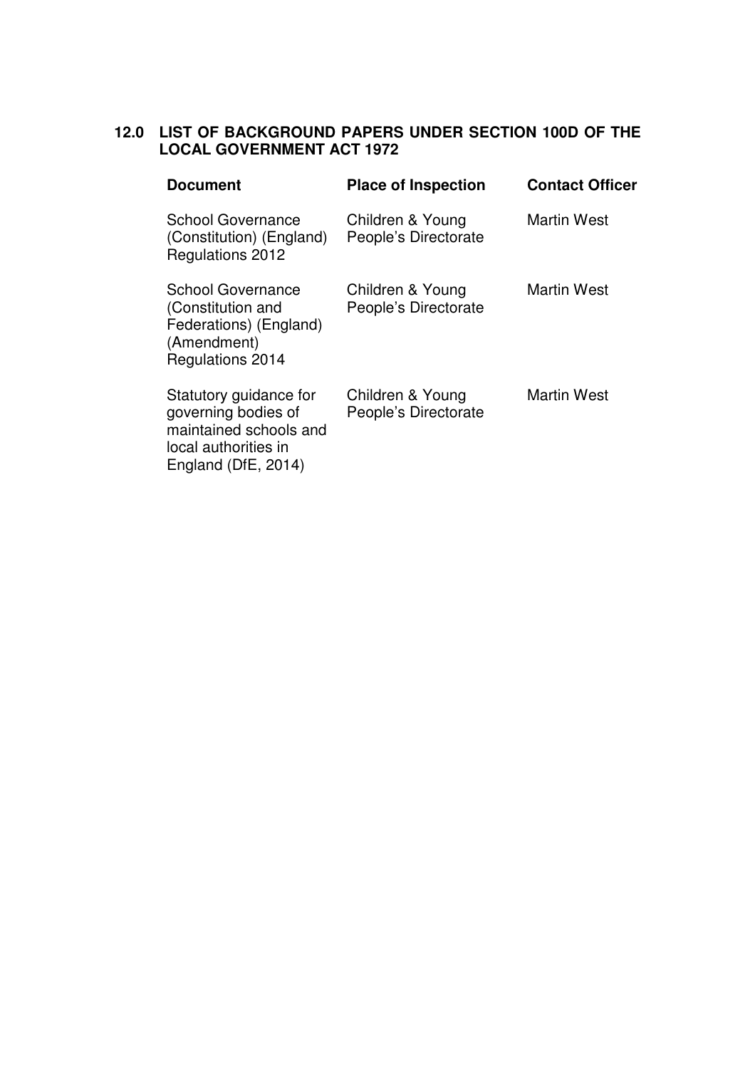## 12.0 LIST OF BACKGROUND PAPERS UNDER SECTION 100D OF THE LOCAL GOVERNMENT ACT 1972

| Document | Place of Inspection | Contact Officer |
|---|---|---|
| School Governance (Constitution) (England) Regulations 2012 | Children & Young People's Directorate | Martin West |
| School Governance (Constitution and Federations) (England) (Amendment) Regulations 2014 | Children & Young People's Directorate | Martin West |
| Statutory guidance for governing bodies of maintained schools and local authorities in England (DfE, 2014) | Children & Young People's Directorate | Martin West |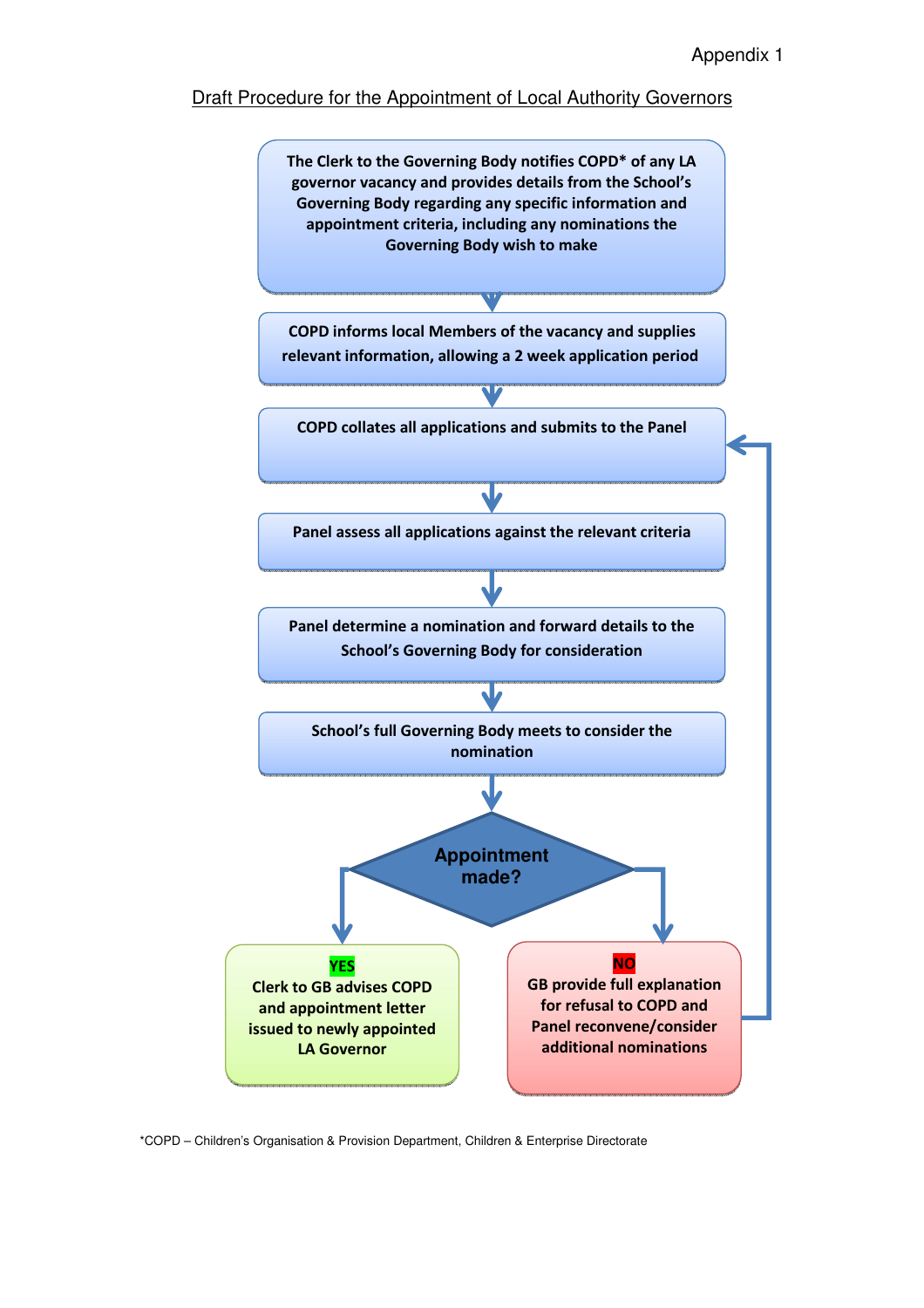Appendix 1

# Draft Procedure for the Appointment of Local Authority Governors

**The Clerk to the Governing Body notifies COPD* of any LA governor vacancy and provides details from the School's Governing Body regarding any specific information and appointment criteria, including any nominations the Governing Body wish to make**

↓

**COPD informs local Members of the vacancy and supplies relevant information, allowing a 2 week application period**

↓

**COPD collates all applications and submits to the Panel**

↓

**Panel assess all applications against the relevant criteria**

↓

**Panel determine a nomination and forward details to the School's Governing Body for consideration**

↓

**School's full Governing Body meets to consider the nomination**

↓

**Appointment made?**

- **YES** – **Clerk to GB advises COPD and appointment letter issued to newly appointed LA Governor**
- **NO** – **GB provide full explanation for refusal to COPD and Panel reconvene/consider additional nominations** (returns to "COPD collates all applications and submits to the Panel")

*COPD – Children's Organisation & Provision Department, Children & Enterprise Directorate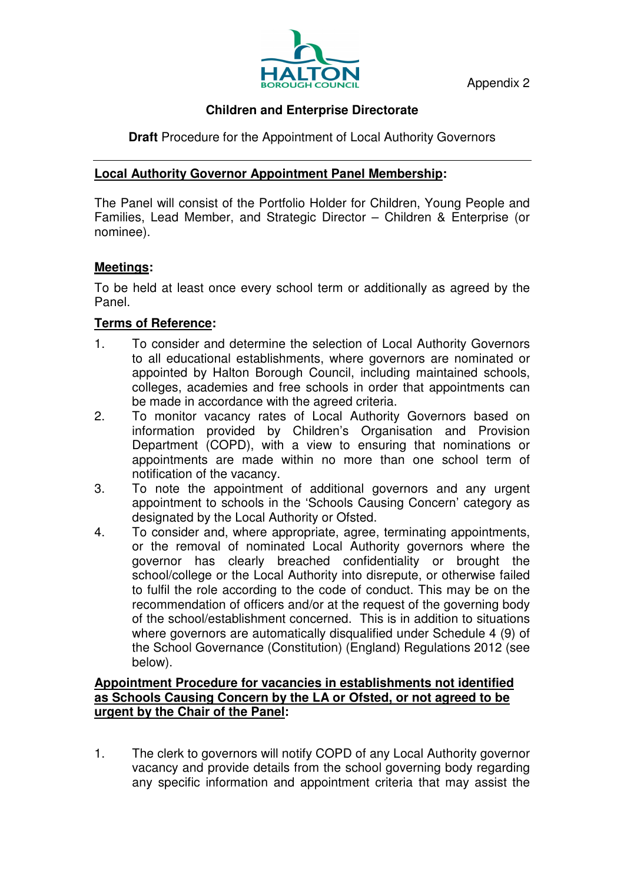Appendix 2

**Children and Enterprise Directorate**

**Draft** Procedure for the Appointment of Local Authority Governors

---

**<u>Local Authority Governor Appointment Panel Membership</u>:**

The Panel will consist of the Portfolio Holder for Children, Young People and Families, Lead Member, and Strategic Director – Children & Enterprise (or nominee).

**<u>Meetings</u>:**

To be held at least once every school term or additionally as agreed by the Panel.

**<u>Terms of Reference</u>:**

1. To consider and determine the selection of Local Authority Governors to all educational establishments, where governors are nominated or appointed by Halton Borough Council, including maintained schools, colleges, academies and free schools in order that appointments can be made in accordance with the agreed criteria.
2. To monitor vacancy rates of Local Authority Governors based on information provided by Children's Organisation and Provision Department (COPD), with a view to ensuring that nominations or appointments are made within no more than one school term of notification of the vacancy.
3. To note the appointment of additional governors and any urgent appointment to schools in the 'Schools Causing Concern' category as designated by the Local Authority or Ofsted.
4. To consider and, where appropriate, agree, terminating appointments, or the removal of nominated Local Authority governors where the governor has clearly breached confidentiality or brought the school/college or the Local Authority into disrepute, or otherwise failed to fulfil the role according to the code of conduct. This may be on the recommendation of officers and/or at the request of the governing body of the school/establishment concerned. This is in addition to situations where governors are automatically disqualified under Schedule 4 (9) of the School Governance (Constitution) (England) Regulations 2012 (see below).

**<u>Appointment Procedure for vacancies in establishments not identified as Schools Causing Concern by the LA or Ofsted, or not agreed to be urgent by the Chair of the Panel</u>:**

1. The clerk to governors will notify COPD of any Local Authority governor vacancy and provide details from the school governing body regarding any specific information and appointment criteria that may assist the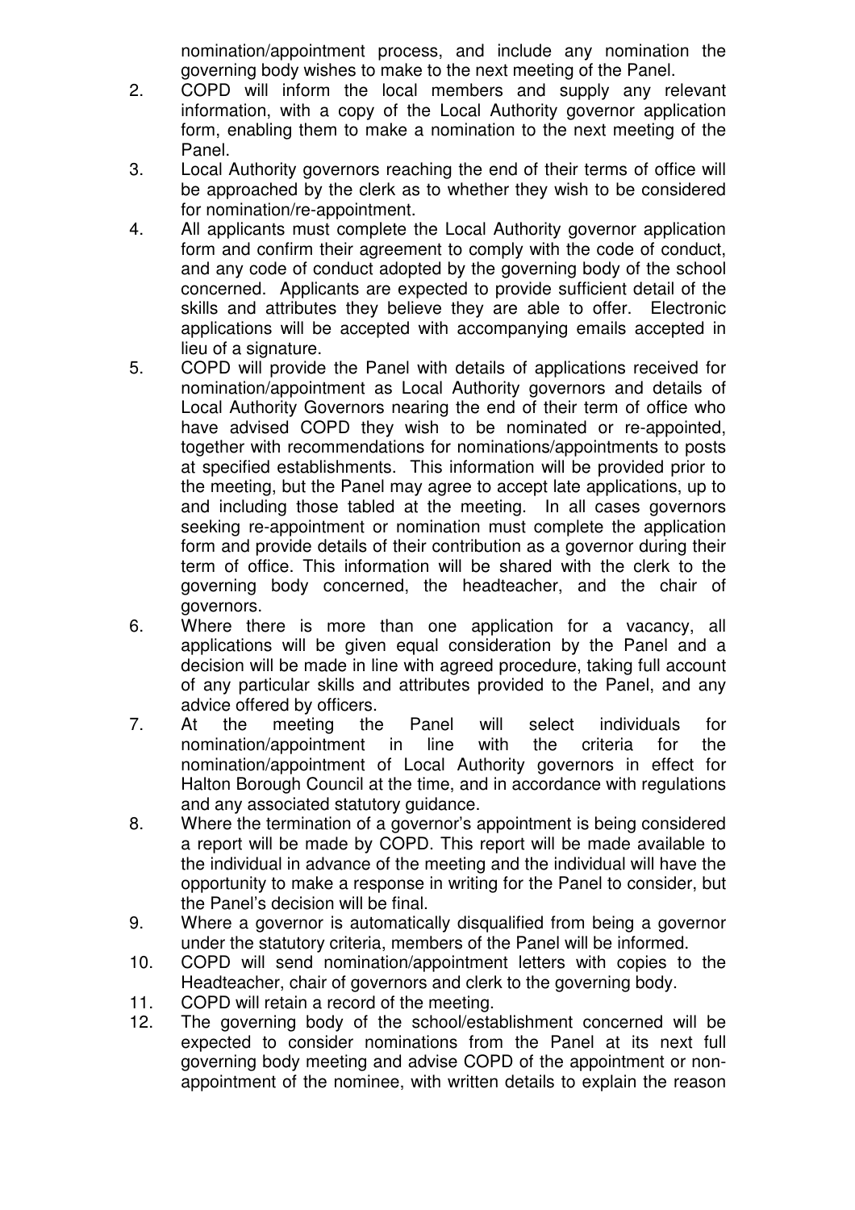nomination/appointment process, and include any nomination the governing body wishes to make to the next meeting of the Panel.

2. COPD will inform the local members and supply any relevant information, with a copy of the Local Authority governor application form, enabling them to make a nomination to the next meeting of the Panel.
3. Local Authority governors reaching the end of their terms of office will be approached by the clerk as to whether they wish to be considered for nomination/re-appointment.
4. All applicants must complete the Local Authority governor application form and confirm their agreement to comply with the code of conduct, and any code of conduct adopted by the governing body of the school concerned. Applicants are expected to provide sufficient detail of the skills and attributes they believe they are able to offer. Electronic applications will be accepted with accompanying emails accepted in lieu of a signature.
5. COPD will provide the Panel with details of applications received for nomination/appointment as Local Authority governors and details of Local Authority Governors nearing the end of their term of office who have advised COPD they wish to be nominated or re-appointed, together with recommendations for nominations/appointments to posts at specified establishments. This information will be provided prior to the meeting, but the Panel may agree to accept late applications, up to and including those tabled at the meeting. In all cases governors seeking re-appointment or nomination must complete the application form and provide details of their contribution as a governor during their term of office. This information will be shared with the clerk to the governing body concerned, the headteacher, and the chair of governors.
6. Where there is more than one application for a vacancy, all applications will be given equal consideration by the Panel and a decision will be made in line with agreed procedure, taking full account of any particular skills and attributes provided to the Panel, and any advice offered by officers.
7. At the meeting the Panel will select individuals for nomination/appointment in line with the criteria for the nomination/appointment of Local Authority governors in effect for Halton Borough Council at the time, and in accordance with regulations and any associated statutory guidance.
8. Where the termination of a governor's appointment is being considered a report will be made by COPD. This report will be made available to the individual in advance of the meeting and the individual will have the opportunity to make a response in writing for the Panel to consider, but the Panel's decision will be final.
9. Where a governor is automatically disqualified from being a governor under the statutory criteria, members of the Panel will be informed.
10. COPD will send nomination/appointment letters with copies to the Headteacher, chair of governors and clerk to the governing body.
11. COPD will retain a record of the meeting.
12. The governing body of the school/establishment concerned will be expected to consider nominations from the Panel at its next full governing body meeting and advise COPD of the appointment or non-appointment of the nominee, with written details to explain the reason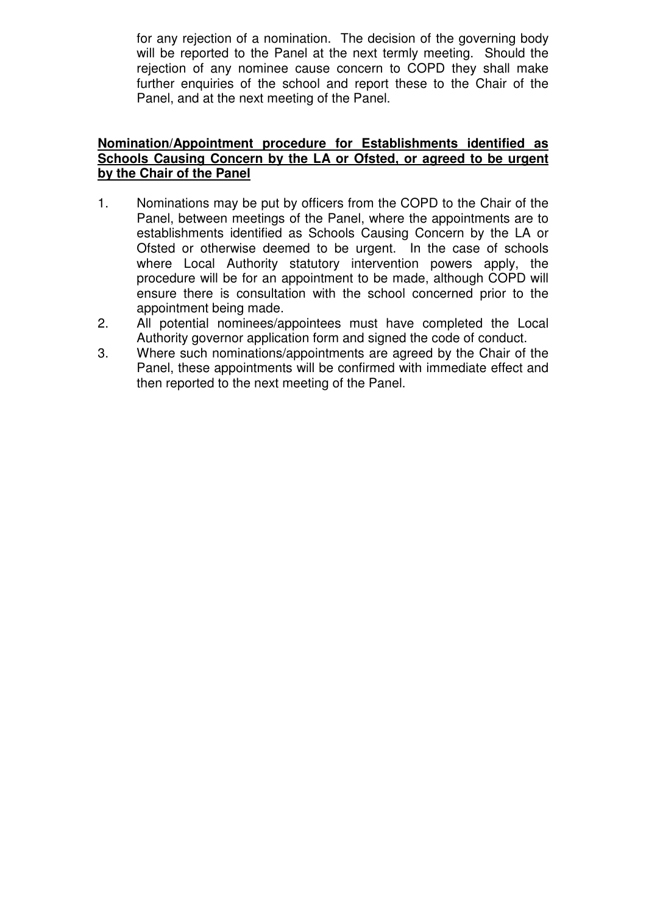for any rejection of a nomination. The decision of the governing body will be reported to the Panel at the next termly meeting. Should the rejection of any nominee cause concern to COPD they shall make further enquiries of the school and report these to the Chair of the Panel, and at the next meeting of the Panel.

**Nomination/Appointment procedure for Establishments identified as Schools Causing Concern by the LA or Ofsted, or agreed to be urgent by the Chair of the Panel**

1. Nominations may be put by officers from the COPD to the Chair of the Panel, between meetings of the Panel, where the appointments are to establishments identified as Schools Causing Concern by the LA or Ofsted or otherwise deemed to be urgent. In the case of schools where Local Authority statutory intervention powers apply, the procedure will be for an appointment to be made, although COPD will ensure there is consultation with the school concerned prior to the appointment being made.
2. All potential nominees/appointees must have completed the Local Authority governor application form and signed the code of conduct.
3. Where such nominations/appointments are agreed by the Chair of the Panel, these appointments will be confirmed with immediate effect and then reported to the next meeting of the Panel.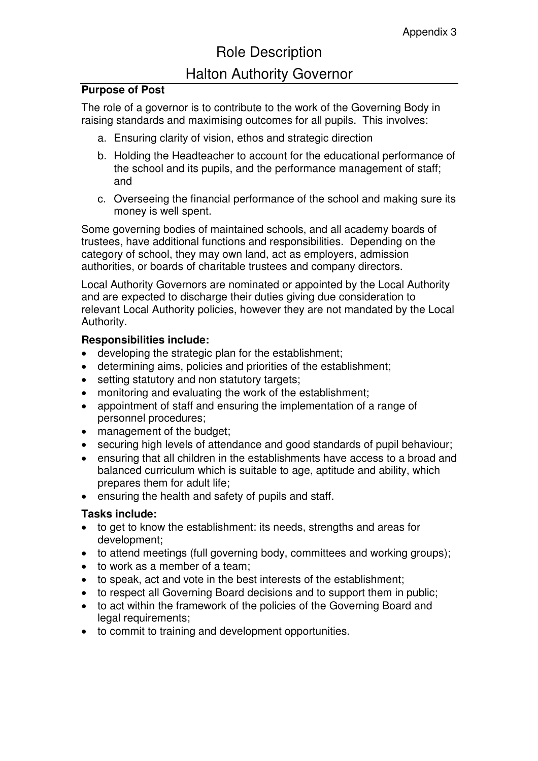Appendix 3

# Role Description

## Halton Authority Governor

**Purpose of Post**

The role of a governor is to contribute to the work of the Governing Body in raising standards and maximising outcomes for all pupils. This involves:

a. Ensuring clarity of vision, ethos and strategic direction

b. Holding the Headteacher to account for the educational performance of the school and its pupils, and the performance management of staff; and

c. Overseeing the financial performance of the school and making sure its money is well spent.

Some governing bodies of maintained schools, and all academy boards of trustees, have additional functions and responsibilities. Depending on the category of school, they may own land, act as employers, admission authorities, or boards of charitable trustees and company directors.

Local Authority Governors are nominated or appointed by the Local Authority and are expected to discharge their duties giving due consideration to relevant Local Authority policies, however they are not mandated by the Local Authority.

**Responsibilities include:**

- developing the strategic plan for the establishment;
- determining aims, policies and priorities of the establishment;
- setting statutory and non statutory targets;
- monitoring and evaluating the work of the establishment;
- appointment of staff and ensuring the implementation of a range of personnel procedures;
- management of the budget;
- securing high levels of attendance and good standards of pupil behaviour;
- ensuring that all children in the establishments have access to a broad and balanced curriculum which is suitable to age, aptitude and ability, which prepares them for adult life;
- ensuring the health and safety of pupils and staff.

**Tasks include:**

- to get to know the establishment: its needs, strengths and areas for development;
- to attend meetings (full governing body, committees and working groups);
- to work as a member of a team;
- to speak, act and vote in the best interests of the establishment;
- to respect all Governing Board decisions and to support them in public;
- to act within the framework of the policies of the Governing Board and legal requirements;
- to commit to training and development opportunities.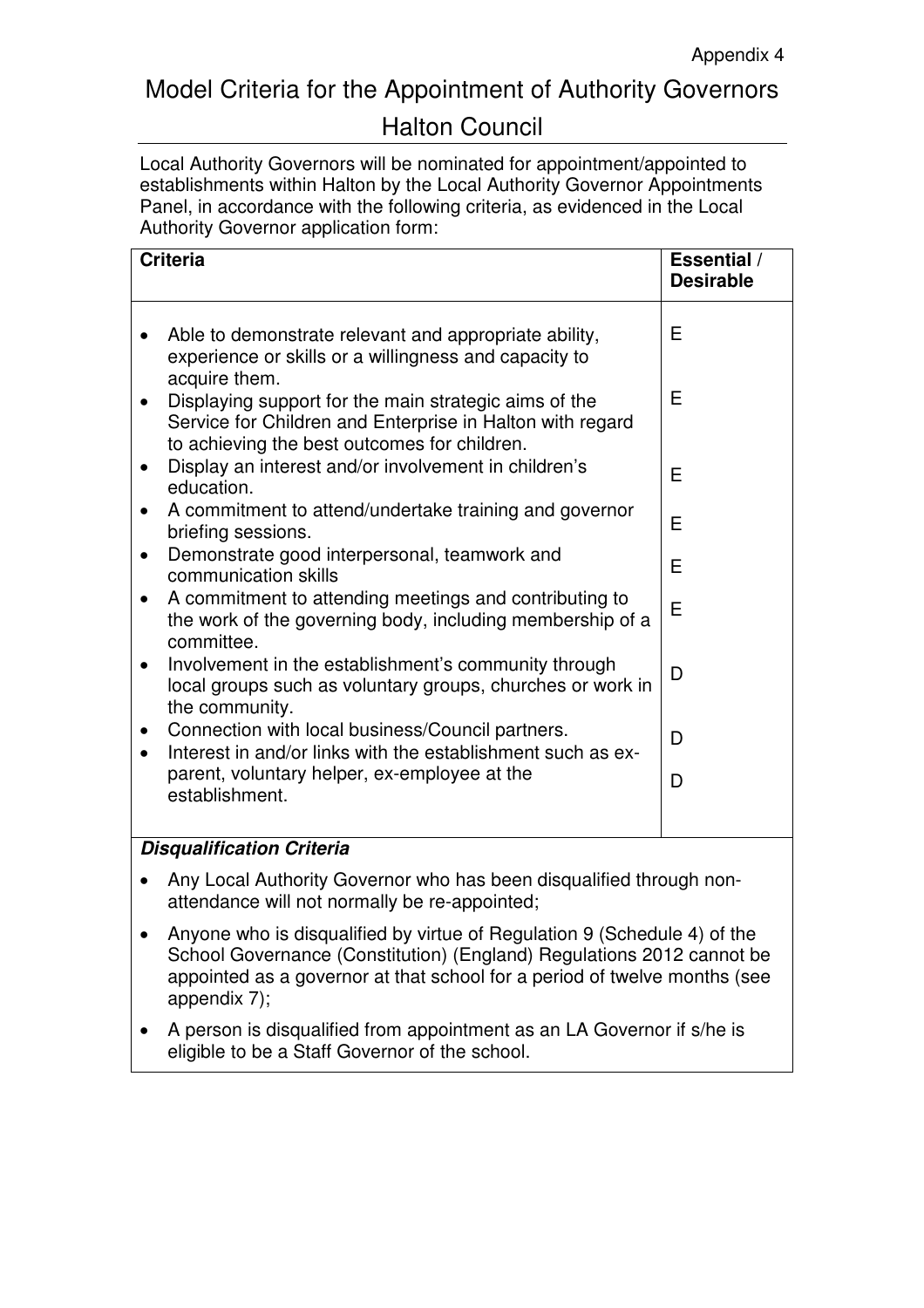Appendix 4

# Model Criteria for the Appointment of Authority Governors

## Halton Council

Local Authority Governors will be nominated for appointment/appointed to establishments within Halton by the Local Authority Governor Appointments Panel, in accordance with the following criteria, as evidenced in the Local Authority Governor application form:

| Criteria | Essential / Desirable |
|---|---|
| • Able to demonstrate relevant and appropriate ability, experience or skills or a willingness and capacity to acquire them. | E |
| • Displaying support for the main strategic aims of the Service for Children and Enterprise in Halton with regard to achieving the best outcomes for children. | E |
| • Display an interest and/or involvement in children's education. | E |
| • A commitment to attend/undertake training and governor briefing sessions. | E |
| • Demonstrate good interpersonal, teamwork and communication skills | E |
| • A commitment to attending meetings and contributing to the work of the governing body, including membership of a committee. | E |
| • Involvement in the establishment's community through local groups such as voluntary groups, churches or work in the community. | D |
| • Connection with local business/Council partners. | D |
| • Interest in and/or links with the establishment such as ex-parent, voluntary helper, ex-employee at the establishment. | D |

***Disqualification Criteria***

- Any Local Authority Governor who has been disqualified through non-attendance will not normally be re-appointed;
- Anyone who is disqualified by virtue of Regulation 9 (Schedule 4) of the School Governance (Constitution) (England) Regulations 2012 cannot be appointed as a governor at that school for a period of twelve months (see appendix 7);
- A person is disqualified from appointment as an LA Governor if s/he is eligible to be a Staff Governor of the school.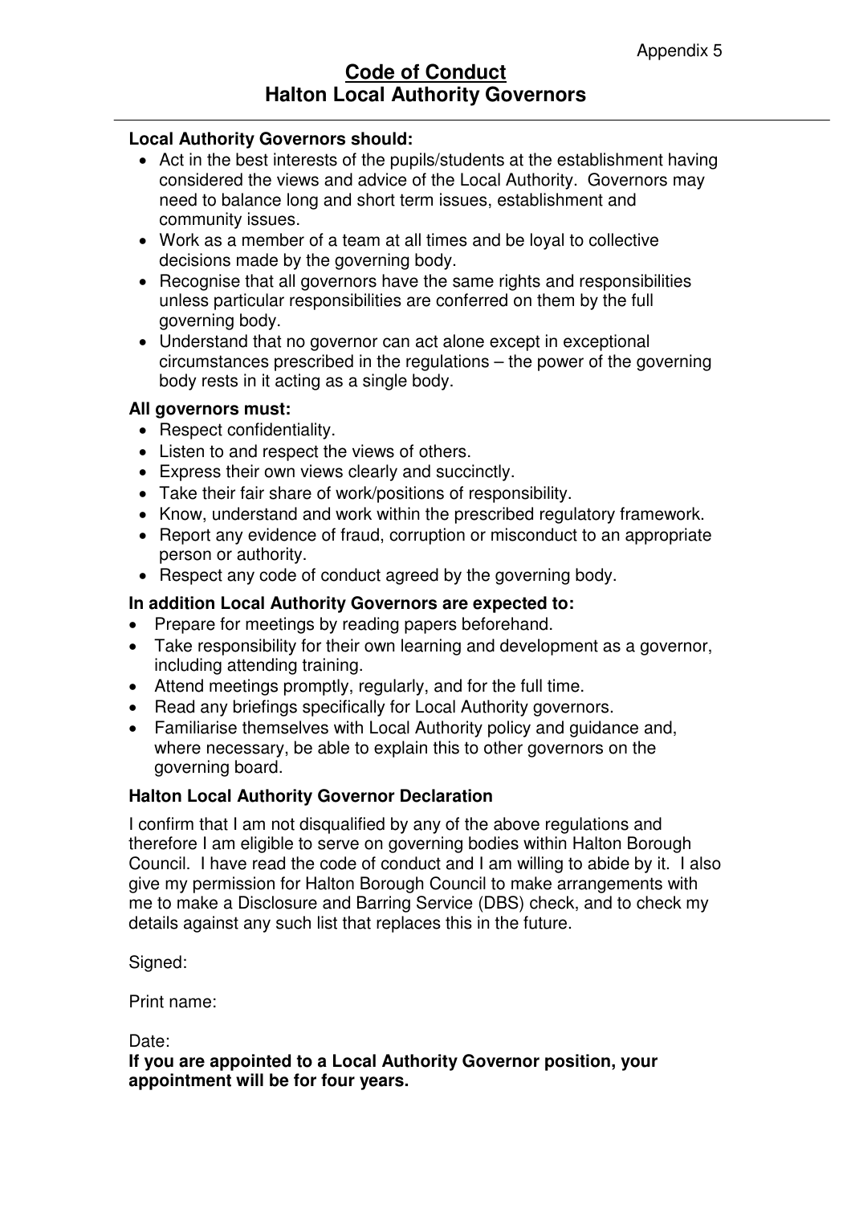Appendix 5

# Code of Conduct
## Halton Local Authority Governors

**Local Authority Governors should:**

- Act in the best interests of the pupils/students at the establishment having considered the views and advice of the Local Authority. Governors may need to balance long and short term issues, establishment and community issues.
- Work as a member of a team at all times and be loyal to collective decisions made by the governing body.
- Recognise that all governors have the same rights and responsibilities unless particular responsibilities are conferred on them by the full governing body.
- Understand that no governor can act alone except in exceptional circumstances prescribed in the regulations – the power of the governing body rests in it acting as a single body.

**All governors must:**

- Respect confidentiality.
- Listen to and respect the views of others.
- Express their own views clearly and succinctly.
- Take their fair share of work/positions of responsibility.
- Know, understand and work within the prescribed regulatory framework.
- Report any evidence of fraud, corruption or misconduct to an appropriate person or authority.
- Respect any code of conduct agreed by the governing body.

**In addition Local Authority Governors are expected to:**

- Prepare for meetings by reading papers beforehand.
- Take responsibility for their own learning and development as a governor, including attending training.
- Attend meetings promptly, regularly, and for the full time.
- Read any briefings specifically for Local Authority governors.
- Familiarise themselves with Local Authority policy and guidance and, where necessary, be able to explain this to other governors on the governing board.

**Halton Local Authority Governor Declaration**

I confirm that I am not disqualified by any of the above regulations and therefore I am eligible to serve on governing bodies within Halton Borough Council. I have read the code of conduct and I am willing to abide by it. I also give my permission for Halton Borough Council to make arrangements with me to make a Disclosure and Barring Service (DBS) check, and to check my details against any such list that replaces this in the future.

Signed:

Print name:

Date:

**If you are appointed to a Local Authority Governor position, your appointment will be for four years.**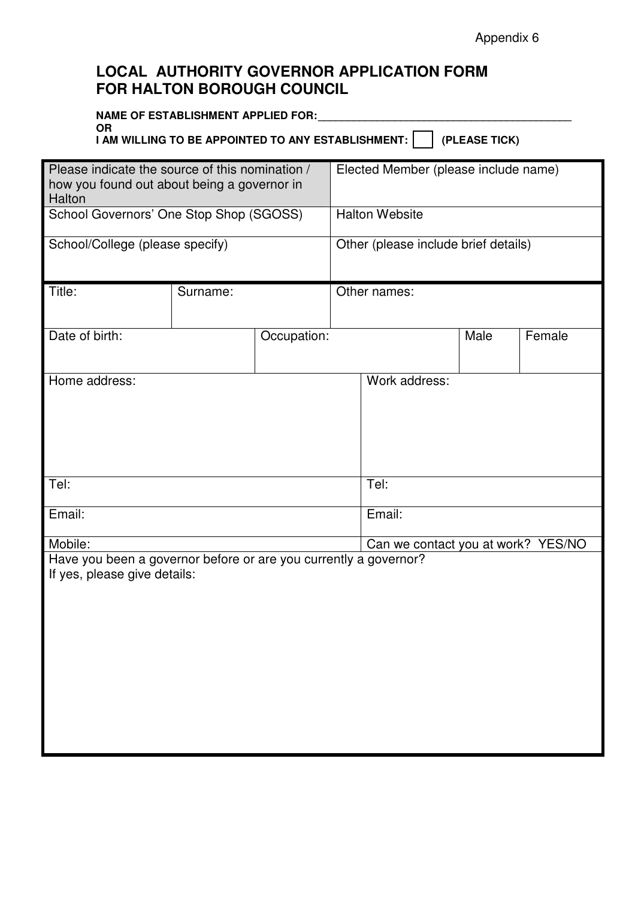Appendix 6

# LOCAL AUTHORITY GOVERNOR APPLICATION FORM FOR HALTON BOROUGH COUNCIL

**NAME OF ESTABLISHMENT APPLIED FOR:**__________________________________________

**OR**

**I AM WILLING TO BE APPOINTED TO ANY ESTABLISHMENT:** ☐ **(PLEASE TICK)**

| Please indicate the source of this nomination / how you found out about being a governor in Halton | Elected Member (please include name) |
|---|---|
| School Governors' One Stop Shop (SGOSS) | Halton Website |
| School/College (please specify) | Other (please include brief details) |

| Title: | Surname: | Other names: |
|---|---|---|

| Date of birth: | Occupation: | Male | Female |
|---|---|---|---|

| Home address: | Work address: |
|---|---|
| Tel: | Tel: |
| Email: | Email: |
| Mobile: | Can we contact you at work? YES/NO |

| Have you been a governor before or are you currently a governor?<br>If yes, please give details: |
|---|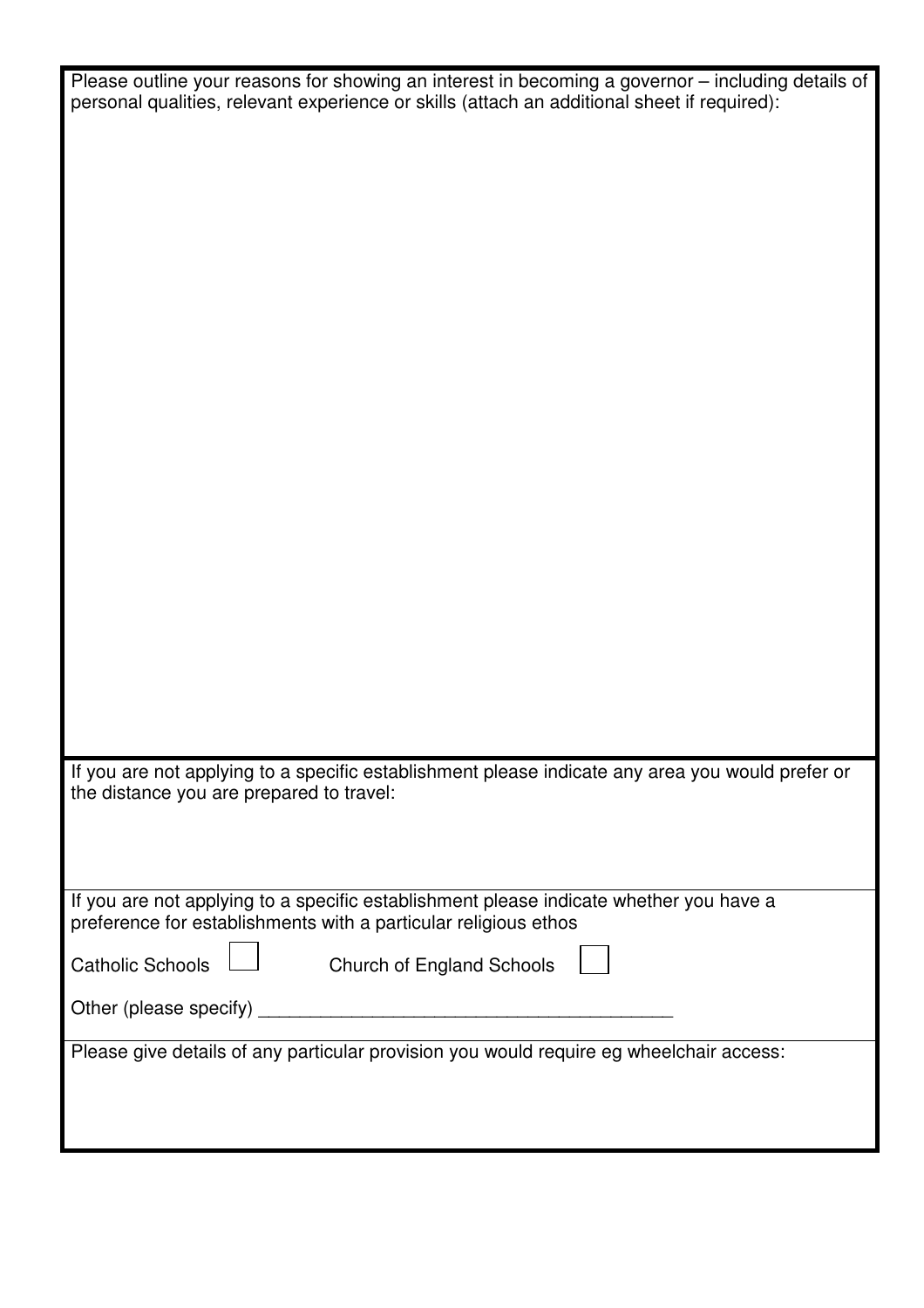Please outline your reasons for showing an interest in becoming a governor – including details of personal qualities, relevant experience or skills (attach an additional sheet if required):

If you are not applying to a specific establishment please indicate any area you would prefer or the distance you are prepared to travel:

If you are not applying to a specific establishment please indicate whether you have a preference for establishments with a particular religious ethos

Catholic Schools ☐ Church of England Schools ☐

Other (please specify) ________________________________________

Please give details of any particular provision you would require eg wheelchair access: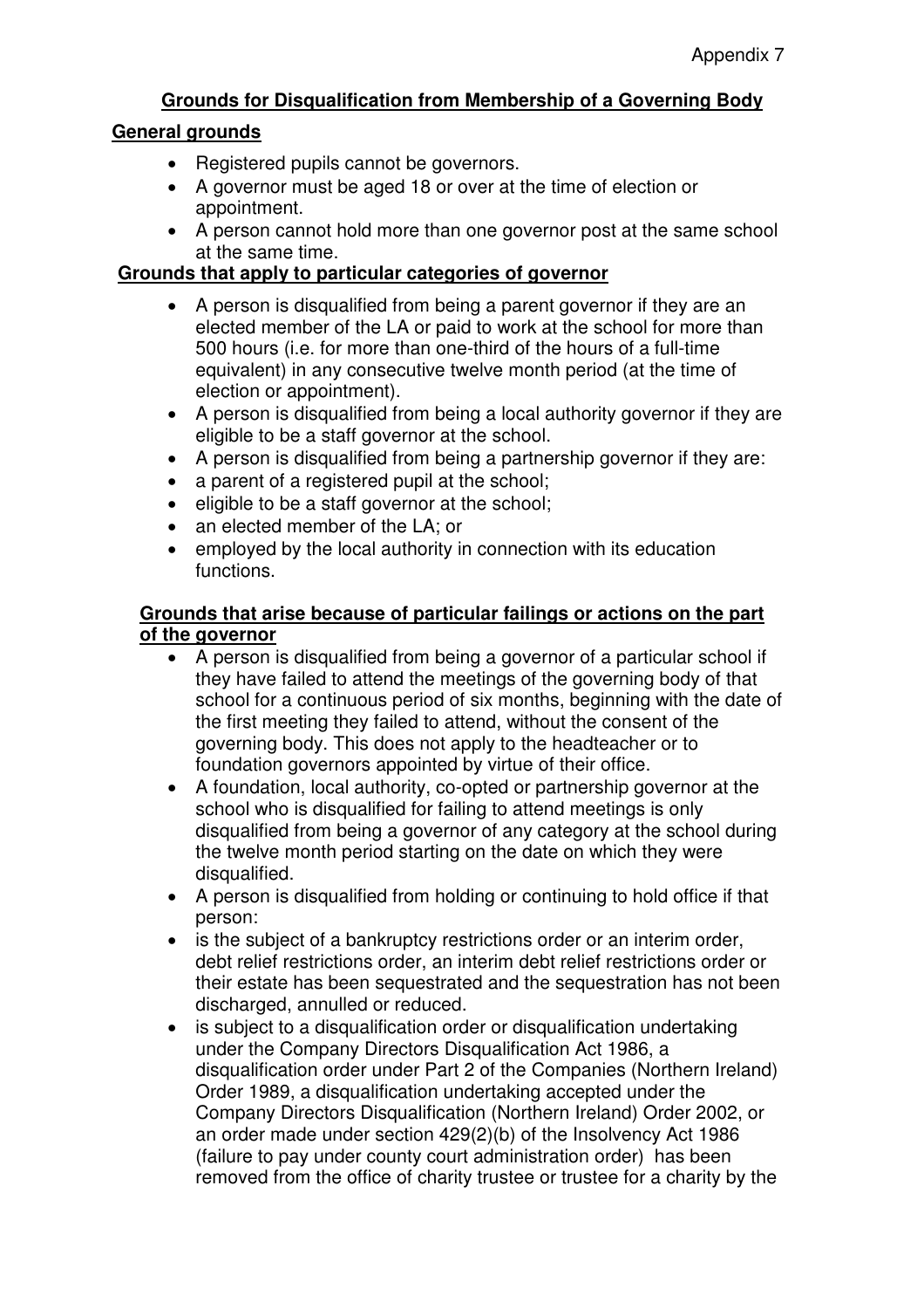Appendix 7

## Grounds for Disqualification from Membership of a Governing Body

### General grounds

- Registered pupils cannot be governors.
- A governor must be aged 18 or over at the time of election or appointment.
- A person cannot hold more than one governor post at the same school at the same time.

### Grounds that apply to particular categories of governor

- A person is disqualified from being a parent governor if they are an elected member of the LA or paid to work at the school for more than 500 hours (i.e. for more than one-third of the hours of a full-time equivalent) in any consecutive twelve month period (at the time of election or appointment).
- A person is disqualified from being a local authority governor if they are eligible to be a staff governor at the school.
- A person is disqualified from being a partnership governor if they are:
- a parent of a registered pupil at the school;
- eligible to be a staff governor at the school;
- an elected member of the LA; or
- employed by the local authority in connection with its education functions.

### Grounds that arise because of particular failings or actions on the part of the governor

- A person is disqualified from being a governor of a particular school if they have failed to attend the meetings of the governing body of that school for a continuous period of six months, beginning with the date of the first meeting they failed to attend, without the consent of the governing body. This does not apply to the headteacher or to foundation governors appointed by virtue of their office.
- A foundation, local authority, co-opted or partnership governor at the school who is disqualified for failing to attend meetings is only disqualified from being a governor of any category at the school during the twelve month period starting on the date on which they were disqualified.
- A person is disqualified from holding or continuing to hold office if that person:
- is the subject of a bankruptcy restrictions order or an interim order, debt relief restrictions order, an interim debt relief restrictions order or their estate has been sequestrated and the sequestration has not been discharged, annulled or reduced.
- is subject to a disqualification order or disqualification undertaking under the Company Directors Disqualification Act 1986, a disqualification order under Part 2 of the Companies (Northern Ireland) Order 1989, a disqualification undertaking accepted under the Company Directors Disqualification (Northern Ireland) Order 2002, or an order made under section 429(2)(b) of the Insolvency Act 1986 (failure to pay under county court administration order) has been removed from the office of charity trustee or trustee for a charity by the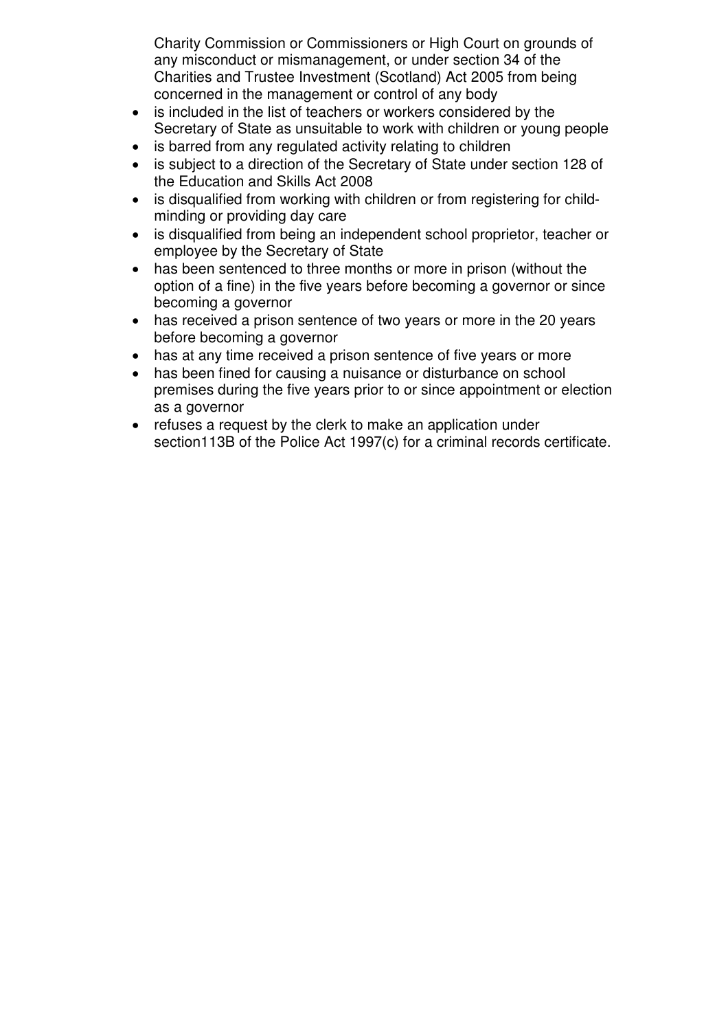Charity Commission or Commissioners or High Court on grounds of any misconduct or mismanagement, or under section 34 of the Charities and Trustee Investment (Scotland) Act 2005 from being concerned in the management or control of any body

- is included in the list of teachers or workers considered by the Secretary of State as unsuitable to work with children or young people
- is barred from any regulated activity relating to children
- is subject to a direction of the Secretary of State under section 128 of the Education and Skills Act 2008
- is disqualified from working with children or from registering for child-minding or providing day care
- is disqualified from being an independent school proprietor, teacher or employee by the Secretary of State
- has been sentenced to three months or more in prison (without the option of a fine) in the five years before becoming a governor or since becoming a governor
- has received a prison sentence of two years or more in the 20 years before becoming a governor
- has at any time received a prison sentence of five years or more
- has been fined for causing a nuisance or disturbance on school premises during the five years prior to or since appointment or election as a governor
- refuses a request by the clerk to make an application under section113B of the Police Act 1997(c) for a criminal records certificate.